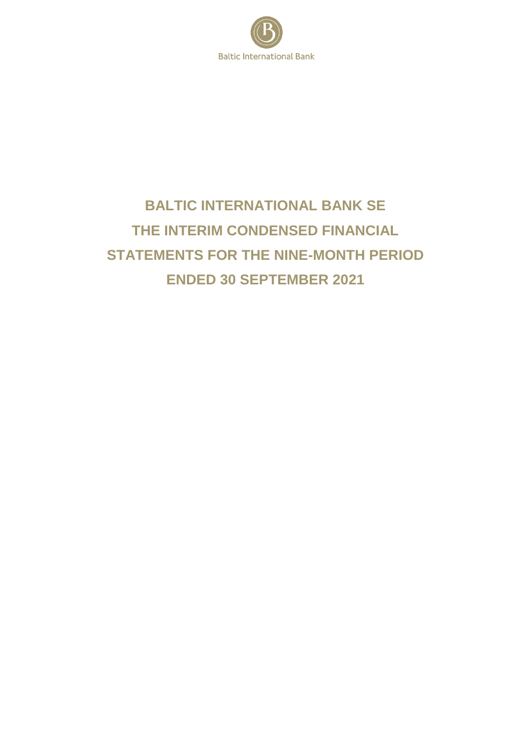Baltic International Bank

# BALTIC INTERNATIONAL BANK SE THE INTERIM CONDENSED FINANCIAL STATEMENTS FOR THE NINE-MONTH PERIOD ENDED 30 SEPTEMBER 2021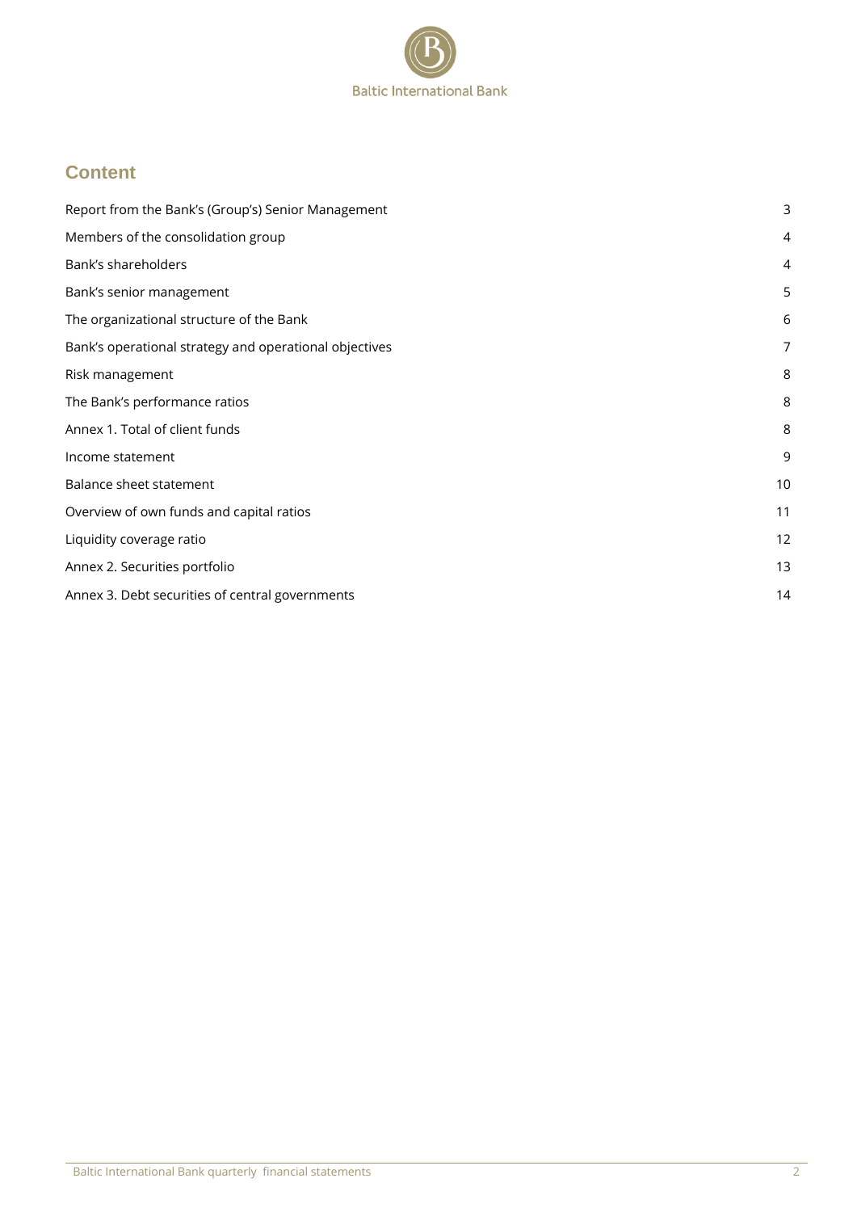## Content

| | |
|---|---|
| Report from the Bank's (Group's) Senior Management | 3 |
| Members of the consolidation group | 4 |
| Bank's shareholders | 4 |
| Bank's senior management | 5 |
| The organizational structure of the Bank | 6 |
| Bank's operational strategy and operational objectives | 7 |
| Risk management | 8 |
| The Bank's performance ratios | 8 |
| Annex 1. Total of client funds | 8 |
| Income statement | 9 |
| Balance sheet statement | 10 |
| Overview of own funds and capital ratios | 11 |
| Liquidity coverage ratio | 12 |
| Annex 2. Securities portfolio | 13 |
| Annex 3. Debt securities of central governments | 14 |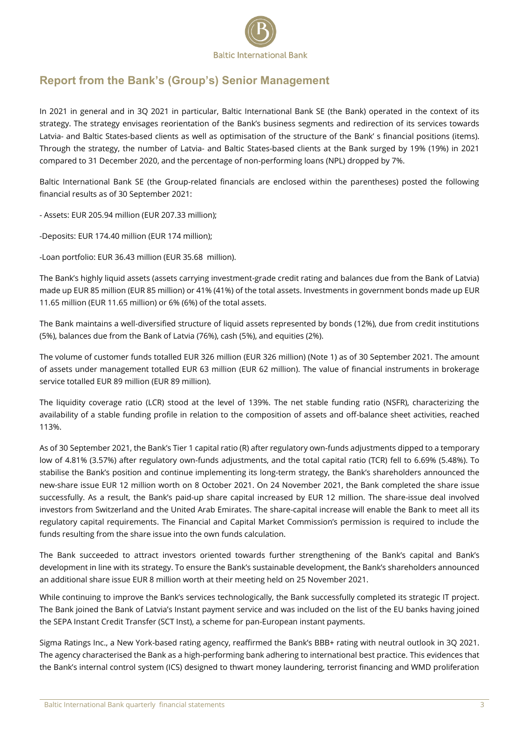## Report from the Bank's (Group's) Senior Management

In 2021 in general and in 3Q 2021 in particular, Baltic International Bank SE (the Bank) operated in the context of its strategy. The strategy envisages reorientation of the Bank's business segments and redirection of its services towards Latvia- and Baltic States-based clients as well as optimisation of the structure of the Bank' s financial positions (items). Through the strategy, the number of Latvia- and Baltic States-based clients at the Bank surged by 19% (19%) in 2021 compared to 31 December 2020, and the percentage of non-performing loans (NPL) dropped by 7%.

Baltic International Bank SE (the Group-related financials are enclosed within the parentheses) posted the following financial results as of 30 September 2021:

- Assets: EUR 205.94 million (EUR 207.33 million);

-Deposits: EUR 174.40 million (EUR 174 million);

-Loan portfolio: EUR 36.43 million (EUR 35.68 million).

The Bank's highly liquid assets (assets carrying investment-grade credit rating and balances due from the Bank of Latvia) made up EUR 85 million (EUR 85 million) or 41% (41%) of the total assets. Investments in government bonds made up EUR 11.65 million (EUR 11.65 million) or 6% (6%) of the total assets.

The Bank maintains a well-diversified structure of liquid assets represented by bonds (12%), due from credit institutions (5%), balances due from the Bank of Latvia (76%), cash (5%), and equities (2%).

The volume of customer funds totalled EUR 326 million (EUR 326 million) (Note 1) as of 30 September 2021. The amount of assets under management totalled EUR 63 million (EUR 62 million). The value of financial instruments in brokerage service totalled EUR 89 million (EUR 89 million).

The liquidity coverage ratio (LCR) stood at the level of 139%. The net stable funding ratio (NSFR), characterizing the availability of a stable funding profile in relation to the composition of assets and off-balance sheet activities, reached 113%.

As of 30 September 2021, the Bank's Tier 1 capital ratio (R) after regulatory own-funds adjustments dipped to a temporary low of 4.81% (3.57%) after regulatory own-funds adjustments, and the total capital ratio (TCR) fell to 6.69% (5.48%). To stabilise the Bank's position and continue implementing its long-term strategy, the Bank's shareholders announced the new-share issue EUR 12 million worth on 8 October 2021. On 24 November 2021, the Bank completed the share issue successfully. As a result, the Bank's paid-up share capital increased by EUR 12 million. The share-issue deal involved investors from Switzerland and the United Arab Emirates. The share-capital increase will enable the Bank to meet all its regulatory capital requirements. The Financial and Capital Market Commission's permission is required to include the funds resulting from the share issue into the own funds calculation.

The Bank succeeded to attract investors oriented towards further strengthening of the Bank's capital and Bank's development in line with its strategy. To ensure the Bank's sustainable development, the Bank's shareholders announced an additional share issue EUR 8 million worth at their meeting held on 25 November 2021.

While continuing to improve the Bank's services technologically, the Bank successfully completed its strategic IT project. The Bank joined the Bank of Latvia's Instant payment service and was included on the list of the EU banks having joined the SEPA Instant Credit Transfer (SCT Inst), a scheme for pan-European instant payments.

Sigma Ratings Inc., a New York-based rating agency, reaffirmed the Bank's BBB+ rating with neutral outlook in 3Q 2021. The agency characterised the Bank as a high-performing bank adhering to international best practice. This evidences that the Bank's internal control system (ICS) designed to thwart money laundering, terrorist financing and WMD proliferation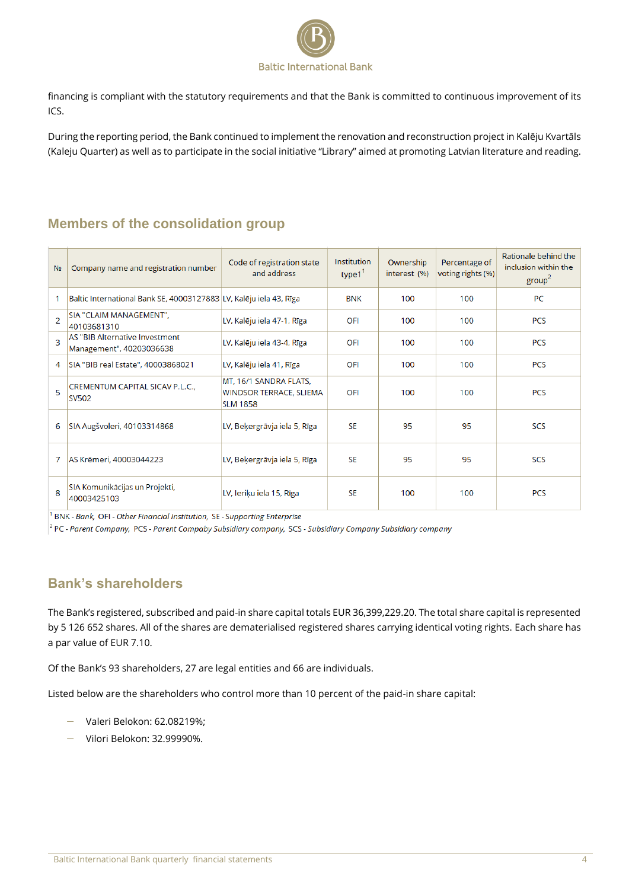financing is compliant with the statutory requirements and that the Bank is committed to continuous improvement of its ICS.

During the reporting period, the Bank continued to implement the renovation and reconstruction project in Kalēju Kvartāls (Kaleju Quarter) as well as to participate in the social initiative "Library" aimed at promoting Latvian literature and reading.

## Members of the consolidation group

| № | Company name and registration number | Code of registration state and address | Institution type1[1] | Ownership interest (%) | Percentage of voting rights (%) | Rationale behind the inclusion within the group[2] |
|---|---|---|---|---|---|---|
| 1 | Baltic International Bank SE, 40003127883 | LV, Kalēju iela 43, Rīga | BNK | 100 | 100 | PC |
| 2 | SIA "CLAIM MANAGEMENT", 40103681310 | LV, Kalēju iela 47-1, Rīga | OFI | 100 | 100 | PCS |
| 3 | AS "BIB Alternative Investment Management", 40203036638 | LV, Kalēju iela 43-4, Rīga | OFI | 100 | 100 | PCS |
| 4 | SIA "BIB real Estate", 40003868021 | LV, Kalēju iela 41, Rīga | OFI | 100 | 100 | PCS |
| 5 | CREMENTUM CAPITAL SICAV P.L.C., SV502 | MT, 16/1 SANDRA FLATS, WINDSOR TERRACE, SLIEMA SLM 1858 | OFI | 100 | 100 | PCS |
| 6 | SIA Augšvoleri, 40103314868 | LV, Beķergrāvja iela 5, Rīga | SE | 95 | 95 | SCS |
| 7 | AS Krēmeri, 40003044223 | LV, Beķergrāvja iela 5, Rīga | SE | 95 | 95 | SCS |
| 8 | SIA Komunikācijas un Projekti, 40003425103 | LV, Ieriķu iela 15, Rīga | SE | 100 | 100 | PCS |

[1] BNK - *Bank*, OFI - *Other Financial Institution*, SE - *Supporting Enterprise*

[2] PC - *Parent Company*, PCS - *Parent Compaby Subsidiary company*, SCS - *Subsidiary Company Subsidiary company*

## Bank's shareholders

The Bank's registered, subscribed and paid-in share capital totals EUR 36,399,229.20. The total share capital is represented by 5 126 652 shares. All of the shares are dematerialised registered shares carrying identical voting rights. Each share has a par value of EUR 7.10.

Of the Bank's 93 shareholders, 27 are legal entities and 66 are individuals.

Listed below are the shareholders who control more than 10 percent of the paid-in share capital:

- Valeri Belokon: 62.08219%;
- Vilori Belokon: 32.99990%.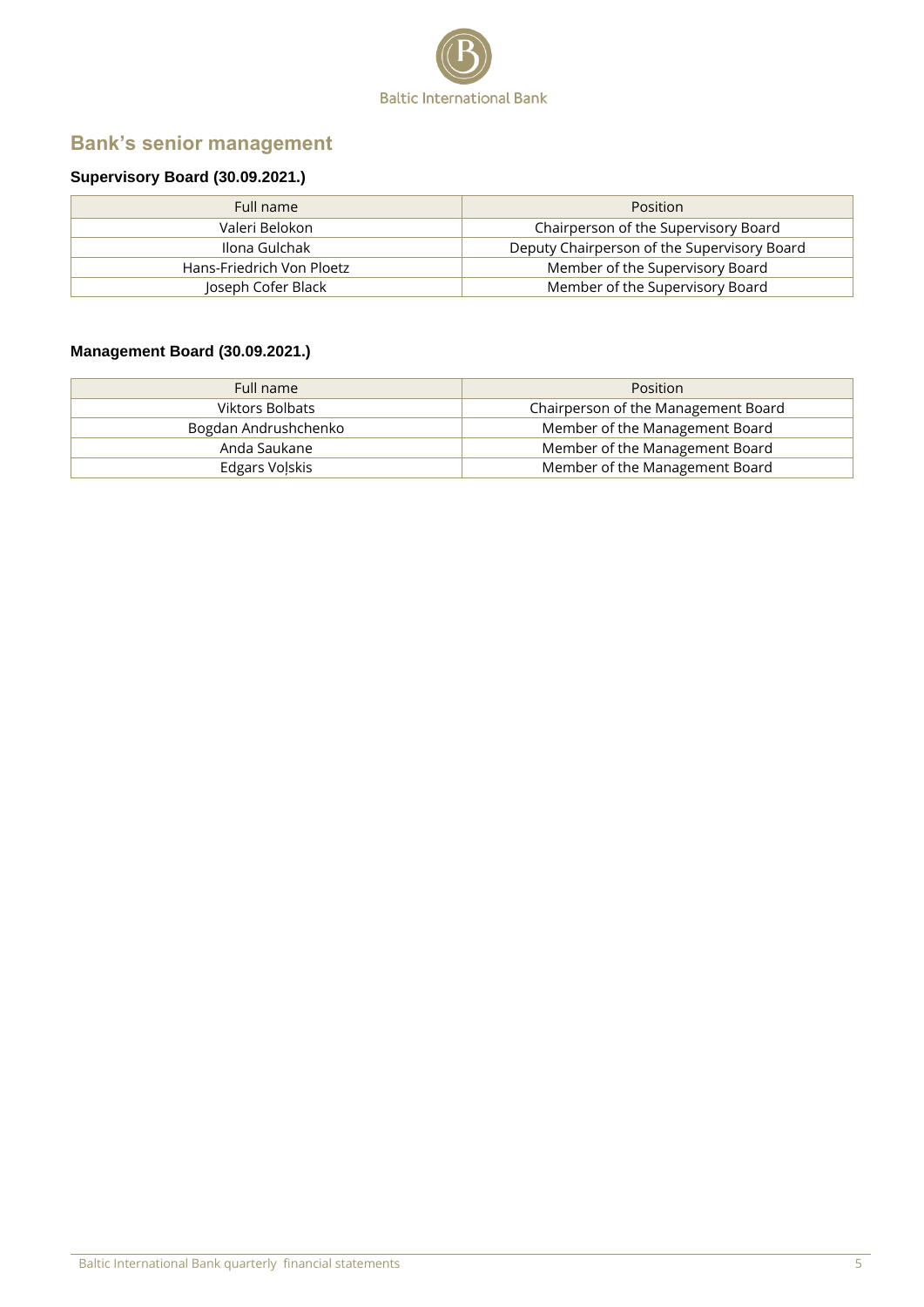## Bank's senior management

### Supervisory Board (30.09.2021.)

| Full name | Position |
|---|---|
| Valeri Belokon | Chairperson of the Supervisory Board |
| Ilona Gulchak | Deputy Chairperson of the Supervisory Board |
| Hans-Friedrich Von Ploetz | Member of the Supervisory Board |
| Joseph Cofer Black | Member of the Supervisory Board |

### Management Board (30.09.2021.)

| Full name | Position |
|---|---|
| Viktors Bolbats | Chairperson of the Management Board |
| Bogdan Andrushchenko | Member of the Management Board |
| Anda Saukane | Member of the Management Board |
| Edgars Voļskis | Member of the Management Board |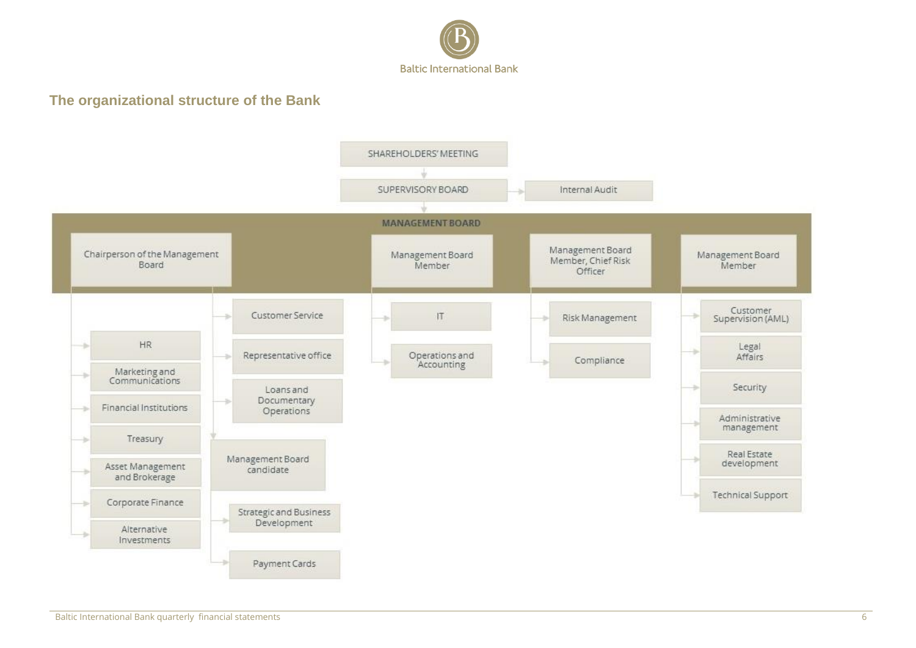## The organizational structure of the Bank

- SHAREHOLDERS' MEETING
  - SUPERVISORY BOARD
    - Internal Audit
    - MANAGEMENT BOARD
      - Chairperson of the Management Board
        - HR
        - Marketing and Communications
        - Financial Institutions
        - Treasury
        - Asset Management and Brokerage
        - Corporate Finance
        - Alternative Investments
        - Customer Service
        - Representative office
        - Loans and Documentary Operations
        - Management Board candidate
          - Strategic and Business Development
          - Payment Cards
      - Management Board Member
        - IT
        - Operations and Accounting
      - Management Board Member, Chief Risk Officer
        - Risk Management
        - Compliance
      - Management Board Member
        - Customer Supervision (AML)
        - Legal Affairs
        - Security
        - Administrative management
        - Real Estate development
        - Technical Support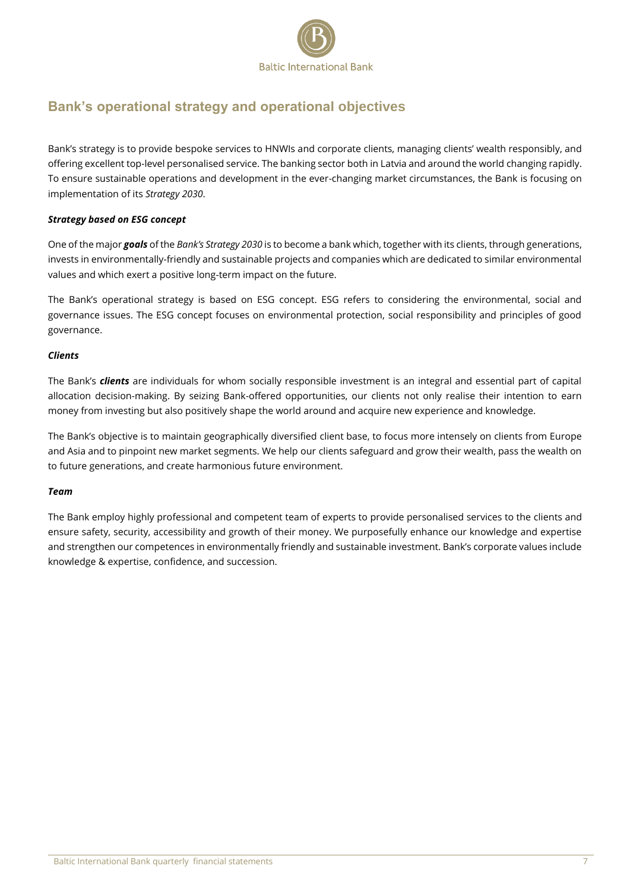## Bank's operational strategy and operational objectives

Bank's strategy is to provide bespoke services to HNWIs and corporate clients, managing clients' wealth responsibly, and offering excellent top-level personalised service. The banking sector both in Latvia and around the world changing rapidly. To ensure sustainable operations and development in the ever-changing market circumstances, the Bank is focusing on implementation of its *Strategy 2030*.

***Strategy based on ESG concept***

One of the major ***goals*** of the *Bank's Strategy 2030* is to become a bank which, together with its clients, through generations, invests in environmentally-friendly and sustainable projects and companies which are dedicated to similar environmental values and which exert a positive long-term impact on the future.

The Bank's operational strategy is based on ESG concept. ESG refers to considering the environmental, social and governance issues. The ESG concept focuses on environmental protection, social responsibility and principles of good governance.

***Clients***

The Bank's ***clients*** are individuals for whom socially responsible investment is an integral and essential part of capital allocation decision-making. By seizing Bank-offered opportunities, our clients not only realise their intention to earn money from investing but also positively shape the world around and acquire new experience and knowledge.

The Bank's objective is to maintain geographically diversified client base, to focus more intensely on clients from Europe and Asia and to pinpoint new market segments. We help our clients safeguard and grow their wealth, pass the wealth on to future generations, and create harmonious future environment.

***Team***

The Bank employ highly professional and competent team of experts to provide personalised services to the clients and ensure safety, security, accessibility and growth of their money. We purposefully enhance our knowledge and expertise and strengthen our competences in environmentally friendly and sustainable investment. Bank's corporate values include knowledge & expertise, confidence, and succession.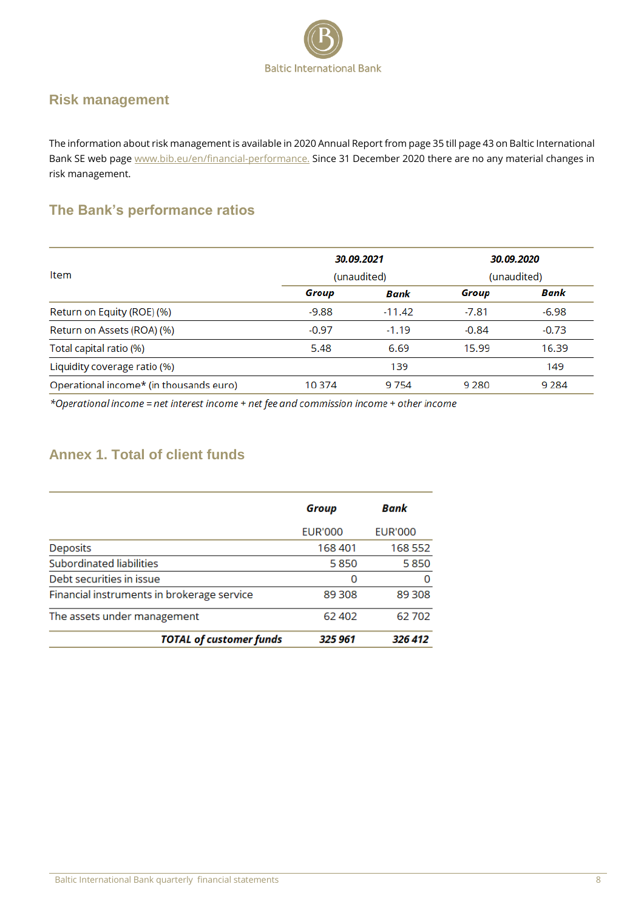## Risk management

The information about risk management is available in 2020 Annual Report from page 35 till page 43 on Baltic International Bank SE web page www.bib.eu/en/financial-performance. Since 31 December 2020 there are no any material changes in risk management.

## The Bank's performance ratios

| Item | ***30.09.2021*** (unaudited) | | ***30.09.2020*** (unaudited) | |
|---|---|---|---|---|
| | ***Group*** | ***Bank*** | ***Group*** | ***Bank*** |
| Return on Equity (ROE) (%) | -9.88 | -11.42 | -7.81 | -6.98 |
| Return on Assets (ROA) (%) | -0.97 | -1.19 | -0.84 | -0.73 |
| Total capital ratio (%) | 5.48 | 6.69 | 15.99 | 16.39 |
| Liquidity coverage ratio (%) | | 139 | | 149 |
| Operational income* (in thousands euro) | 10 374 | 9 754 | 9 280 | 9 284 |

**Operational income = net interest income + net fee and commission income + other income*

## Annex 1. Total of client funds

| | ***Group*** | ***Bank*** |
|---|---|---|
| | EUR'000 | EUR'000 |
| Deposits | 168 401 | 168 552 |
| Subordinated liabilities | 5 850 | 5 850 |
| Debt securities in issue | 0 | 0 |
| Financial instruments in brokerage service | 89 308 | 89 308 |
| The assets under management | 62 402 | 62 702 |
| ***TOTAL of customer funds*** | ***325 961*** | ***326 412*** |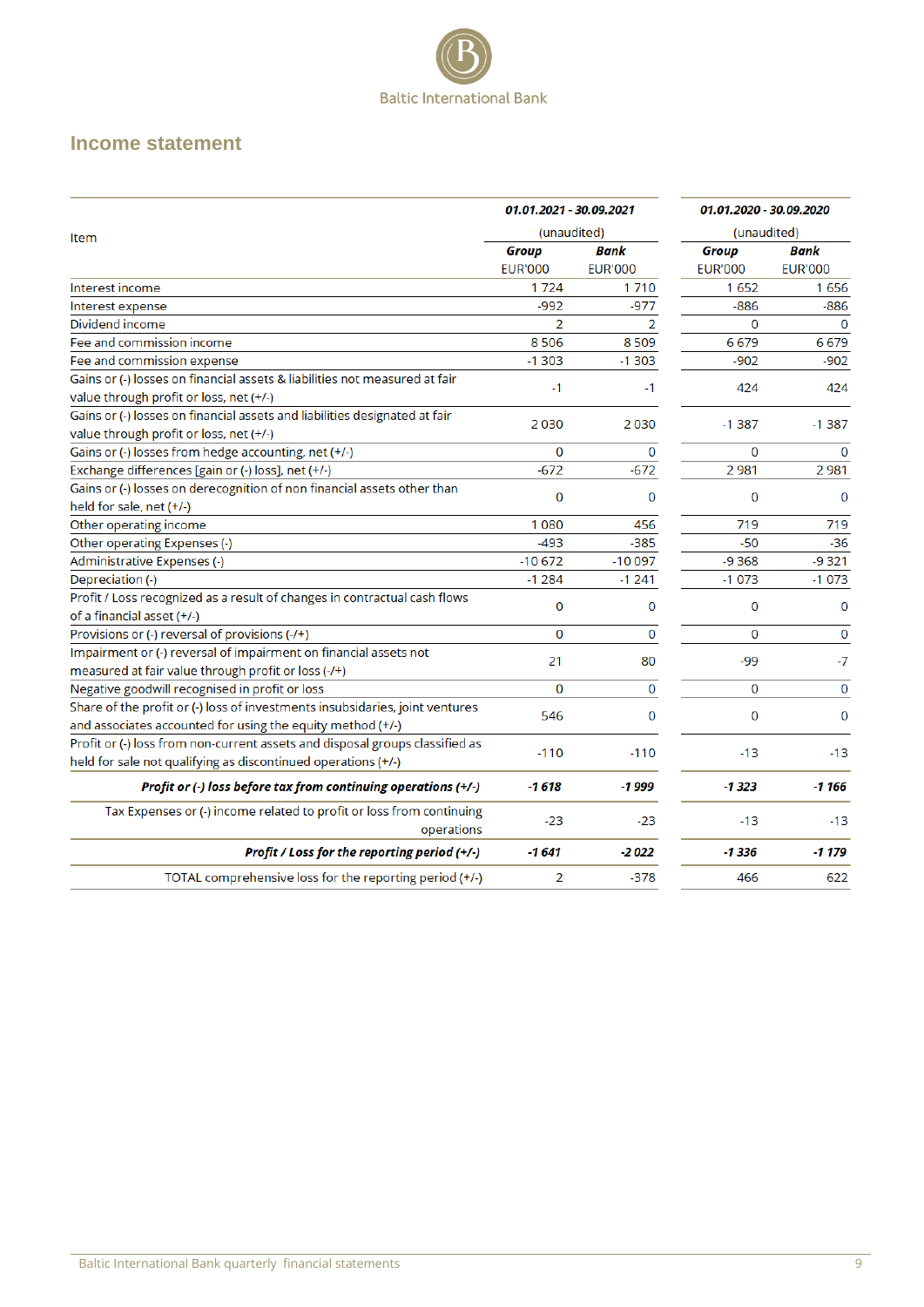# Income statement

| Item | 01.01.2021 - 30.09.2021 (unaudited) | | 01.01.2020 - 30.09.2020 (unaudited) | |
|---|---|---|---|---|
| | **Group** EUR'000 | **Bank** EUR'000 | **Group** EUR'000 | **Bank** EUR'000 |
| Interest income | 1 724 | 1 710 | 1 652 | 1 656 |
| Interest expense | -992 | -977 | -886 | -886 |
| Dividend income | 2 | 2 | 0 | 0 |
| Fee and commission income | 8 506 | 8 509 | 6 679 | 6 679 |
| Fee and commission expense | -1 303 | -1 303 | -902 | -902 |
| Gains or (-) losses on financial assets & liabilities not measured at fair value through profit or loss, net (+/-) | -1 | -1 | 424 | 424 |
| Gains or (-) losses on financial assets and liabilities designated at fair value through profit or loss, net (+/-) | 2 030 | 2 030 | -1 387 | -1 387 |
| Gains or (-) losses from hedge accounting, net (+/-) | 0 | 0 | 0 | 0 |
| Exchange differences [gain or (-) loss], net (+/-) | -672 | -672 | 2 981 | 2 981 |
| Gains or (-) losses on derecognition of non financial assets other than held for sale, net (+/-) | 0 | 0 | 0 | 0 |
| Other operating income | 1 080 | 456 | 719 | 719 |
| Other operating Expenses (-) | -493 | -385 | -50 | -36 |
| Administrative Expenses (-) | -10 672 | -10 097 | -9 368 | -9 321 |
| Depreciation (-) | -1 284 | -1 241 | -1 073 | -1 073 |
| Profit / Loss recognized as a result of changes in contractual cash flows of a financial asset (+/-) | 0 | 0 | 0 | 0 |
| Provisions or (-) reversal of provisions (-/+) | 0 | 0 | 0 | 0 |
| Impairment or (-) reversal of impairment on financial assets not measured at fair value through profit or loss (-/+) | 21 | 80 | -99 | -7 |
| Negative goodwill recognised in profit or loss | 0 | 0 | 0 | 0 |
| Share of the profit or (-) loss of investments insubsidaries, joint ventures and associates accounted for using the equity method (+/-) | 546 | 0 | 0 | 0 |
| Profit or (-) loss from non-current assets and disposal groups classified as held for sale not qualifying as discontinued operations (+/-) | -110 | -110 | -13 | -13 |
| ***Profit or (-) loss before tax from continuing operations (+/-)*** | ***-1 618*** | ***-1 999*** | ***-1 323*** | ***-1 166*** |
| Tax Expenses or (-) income related to profit or loss from continuing operations | -23 | -23 | -13 | -13 |
| ***Profit / Loss for the reporting period (+/-)*** | ***-1 641*** | ***-2 022*** | ***-1 336*** | ***-1 179*** |
| TOTAL comprehensive loss for the reporting period (+/-) | 2 | -378 | 466 | 622 |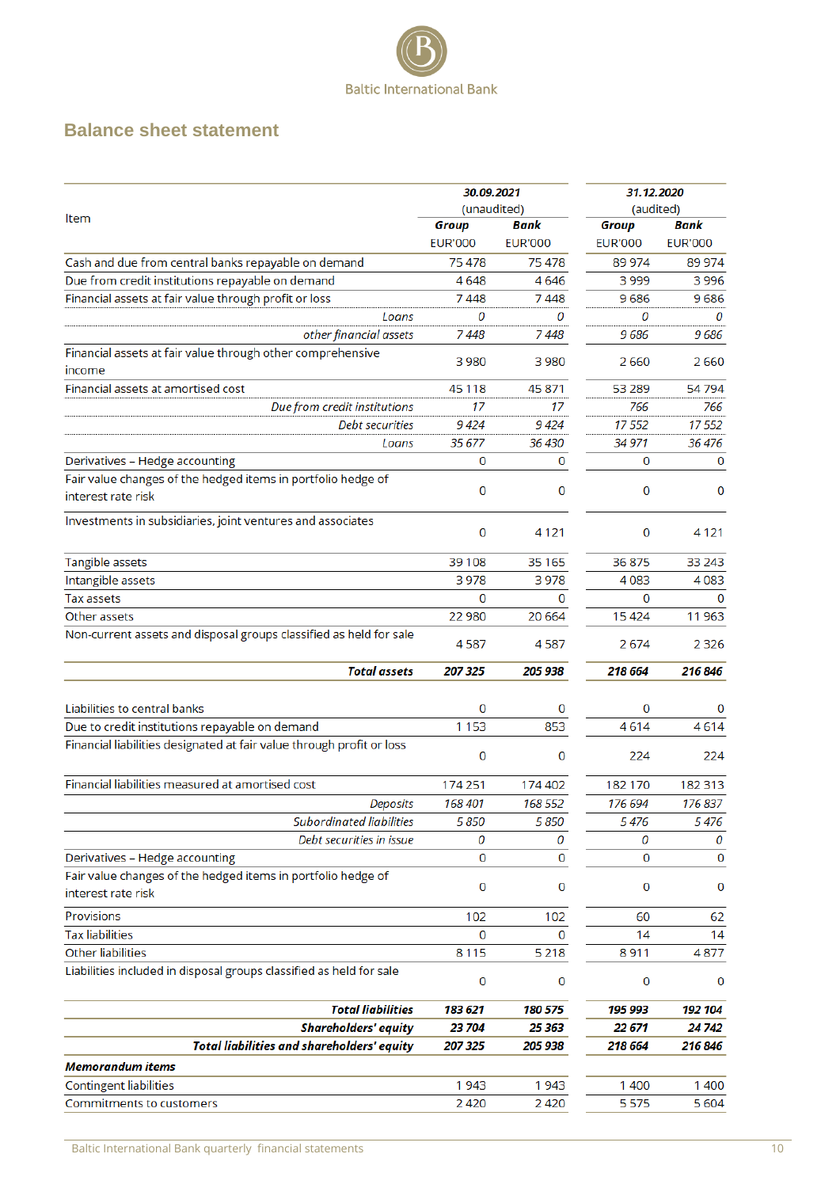Baltic International Bank

## Balance sheet statement

| Item | 30.09.2021 (unaudited) | | 31.12.2020 (audited) | |
|---|---|---|---|---|
| | **Group** | **Bank** | **Group** | **Bank** |
| | EUR'000 | EUR'000 | EUR'000 | EUR'000 |
| Cash and due from central banks repayable on demand | 75 478 | 75 478 | 89 974 | 89 974 |
| Due from credit institutions repayable on demand | 4 648 | 4 646 | 3 999 | 3 996 |
| Financial assets at fair value through profit or loss | 7 448 | 7 448 | 9 686 | 9 686 |
| *Loans* | *0* | *0* | *0* | *0* |
| *other financial assets* | *7 448* | *7 448* | *9 686* | *9 686* |
| Financial assets at fair value through other comprehensive income | 3 980 | 3 980 | 2 660 | 2 660 |
| Financial assets at amortised cost | 45 118 | 45 871 | 53 289 | 54 794 |
| *Due from credit institutions* | *17* | *17* | *766* | *766* |
| *Debt securities* | *9 424* | *9 424* | *17 552* | *17 552* |
| *Loans* | *35 677* | *36 430* | *34 971* | *36 476* |
| Derivatives – Hedge accounting | 0 | 0 | 0 | 0 |
| Fair value changes of the hedged items in portfolio hedge of interest rate risk | 0 | 0 | 0 | 0 |
| Investments in subsidiaries, joint ventures and associates | 0 | 4 121 | 0 | 4 121 |
| Tangible assets | 39 108 | 35 165 | 36 875 | 33 243 |
| Intangible assets | 3 978 | 3 978 | 4 083 | 4 083 |
| Tax assets | 0 | 0 | 0 | 0 |
| Other assets | 22 980 | 20 664 | 15 424 | 11 963 |
| Non-current assets and disposal groups classified as held for sale | 4 587 | 4 587 | 2 674 | 2 326 |
| ***Total assets*** | ***207 325*** | ***205 938*** | ***218 664*** | ***216 846*** |
| Liabilities to central banks | 0 | 0 | 0 | 0 |
| Due to credit institutions repayable on demand | 1 153 | 853 | 4 614 | 4 614 |
| Financial liabilities designated at fair value through profit or loss | 0 | 0 | 224 | 224 |
| Financial liabilities measured at amortised cost | 174 251 | 174 402 | 182 170 | 182 313 |
| *Deposits* | *168 401* | *168 552* | *176 694* | *176 837* |
| *Subordinated liabilities* | *5 850* | *5 850* | *5 476* | *5 476* |
| *Debt securities in issue* | *0* | *0* | *0* | *0* |
| Derivatives – Hedge accounting | 0 | 0 | 0 | 0 |
| Fair value changes of the hedged items in portfolio hedge of interest rate risk | 0 | 0 | 0 | 0 |
| Provisions | 102 | 102 | 60 | 62 |
| Tax liabilities | 0 | 0 | 14 | 14 |
| Other liabilities | 8 115 | 5 218 | 8 911 | 4 877 |
| Liabilities included in disposal groups classified as held for sale | 0 | 0 | 0 | 0 |
| ***Total liabilities*** | ***183 621*** | ***180 575*** | ***195 993*** | ***192 104*** |
| ***Shareholders' equity*** | ***23 704*** | ***25 363*** | ***22 671*** | ***24 742*** |
| ***Total liabilities and shareholders' equity*** | ***207 325*** | ***205 938*** | ***218 664*** | ***216 846*** |
| ***Memorandum items*** | | | | |
| Contingent liabilities | 1 943 | 1 943 | 1 400 | 1 400 |
| Commitments to customers | 2 420 | 2 420 | 5 575 | 5 604 |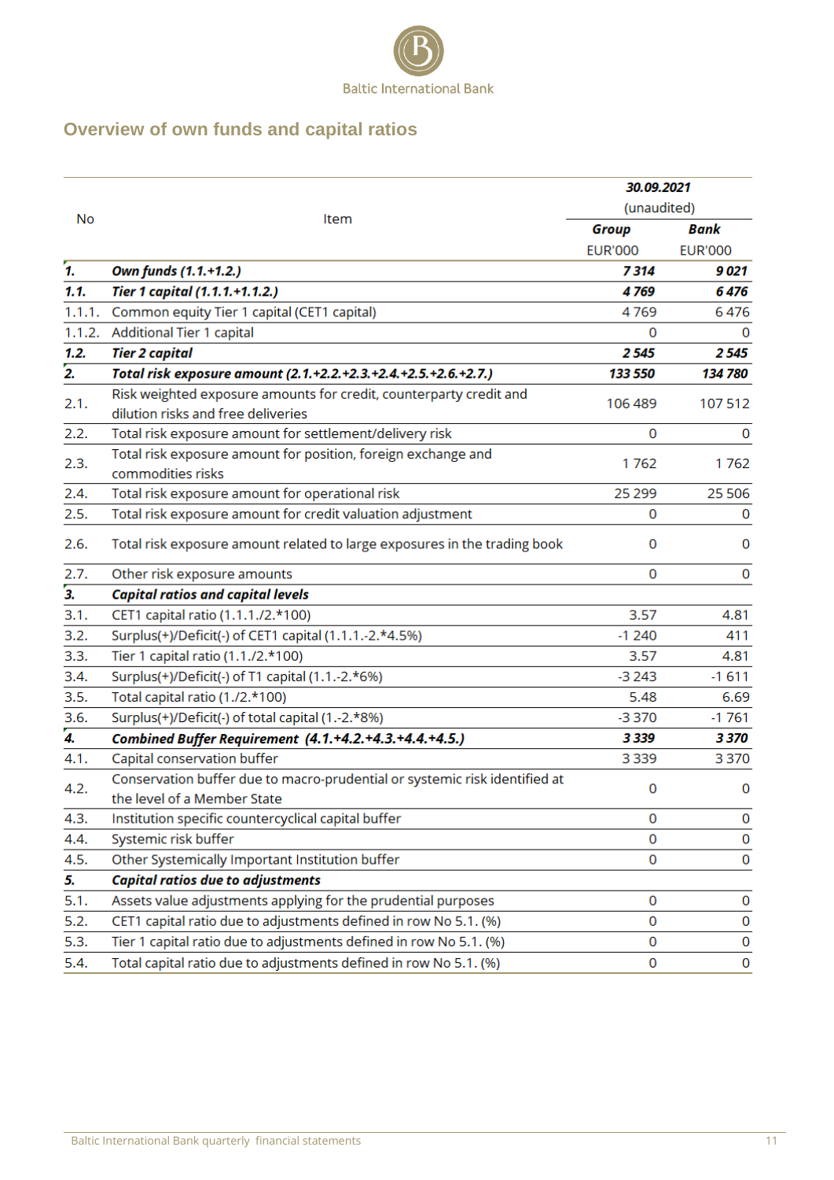Baltic International Bank

## Overview of own funds and capital ratios

| No | Item | 30.09.2021 (unaudited) | |
|---|---|---|---|
| | | **Group** | **Bank** |
| | | EUR'000 | EUR'000 |
| ***1.*** | ***Own funds (1.1.+1.2.)*** | ***7 314*** | ***9 021*** |
| ***1.1.*** | ***Tier 1 capital (1.1.1.+1.1.2.)*** | ***4 769*** | ***6 476*** |
| 1.1.1. | Common equity Tier 1 capital (CET1 capital) | 4 769 | 6 476 |
| 1.1.2. | Additional Tier 1 capital | 0 | 0 |
| ***1.2.*** | ***Tier 2 capital*** | ***2 545*** | ***2 545*** |
| ***2.*** | ***Total risk exposure amount (2.1.+2.2.+2.3.+2.4.+2.5.+2.6.+2.7.)*** | ***133 550*** | ***134 780*** |
| 2.1. | Risk weighted exposure amounts for credit, counterparty credit and dilution risks and free deliveries | 106 489 | 107 512 |
| 2.2. | Total risk exposure amount for settlement/delivery risk | 0 | 0 |
| 2.3. | Total risk exposure amount for position, foreign exchange and commodities risks | 1 762 | 1 762 |
| 2.4. | Total risk exposure amount for operational risk | 25 299 | 25 506 |
| 2.5. | Total risk exposure amount for credit valuation adjustment | 0 | 0 |
| 2.6. | Total risk exposure amount related to large exposures in the trading book | 0 | 0 |
| 2.7. | Other risk exposure amounts | 0 | 0 |
| ***3.*** | ***Capital ratios and capital levels*** | | |
| 3.1. | CET1 capital ratio (1.1.1./2.*100) | 3.57 | 4.81 |
| 3.2. | Surplus(+)/Deficit(-) of CET1 capital (1.1.1.-2.*4.5%) | -1 240 | 411 |
| 3.3. | Tier 1 capital ratio (1.1./2.*100) | 3.57 | 4.81 |
| 3.4. | Surplus(+)/Deficit(-) of T1 capital (1.1.-2.*6%) | -3 243 | -1 611 |
| 3.5. | Total capital ratio (1./2.*100) | 5.48 | 6.69 |
| 3.6. | Surplus(+)/Deficit(-) of total capital (1.-2.*8%) | -3 370 | -1 761 |
| ***4.*** | ***Combined Buffer Requirement (4.1.+4.2.+4.3.+4.4.+4.5.)*** | ***3 339*** | ***3 370*** |
| 4.1. | Capital conservation buffer | 3 339 | 3 370 |
| 4.2. | Conservation buffer due to macro-prudential or systemic risk identified at the level of a Member State | 0 | 0 |
| 4.3. | Institution specific countercyclical capital buffer | 0 | 0 |
| 4.4. | Systemic risk buffer | 0 | 0 |
| 4.5. | Other Systemically Important Institution buffer | 0 | 0 |
| ***5.*** | ***Capital ratios due to adjustments*** | | |
| 5.1. | Assets value adjustments applying for the prudential purposes | 0 | 0 |
| 5.2. | CET1 capital ratio due to adjustments defined in row No 5.1. (%) | 0 | 0 |
| 5.3. | Tier 1 capital ratio due to adjustments defined in row No 5.1. (%) | 0 | 0 |
| 5.4. | Total capital ratio due to adjustments defined in row No 5.1. (%) | 0 | 0 |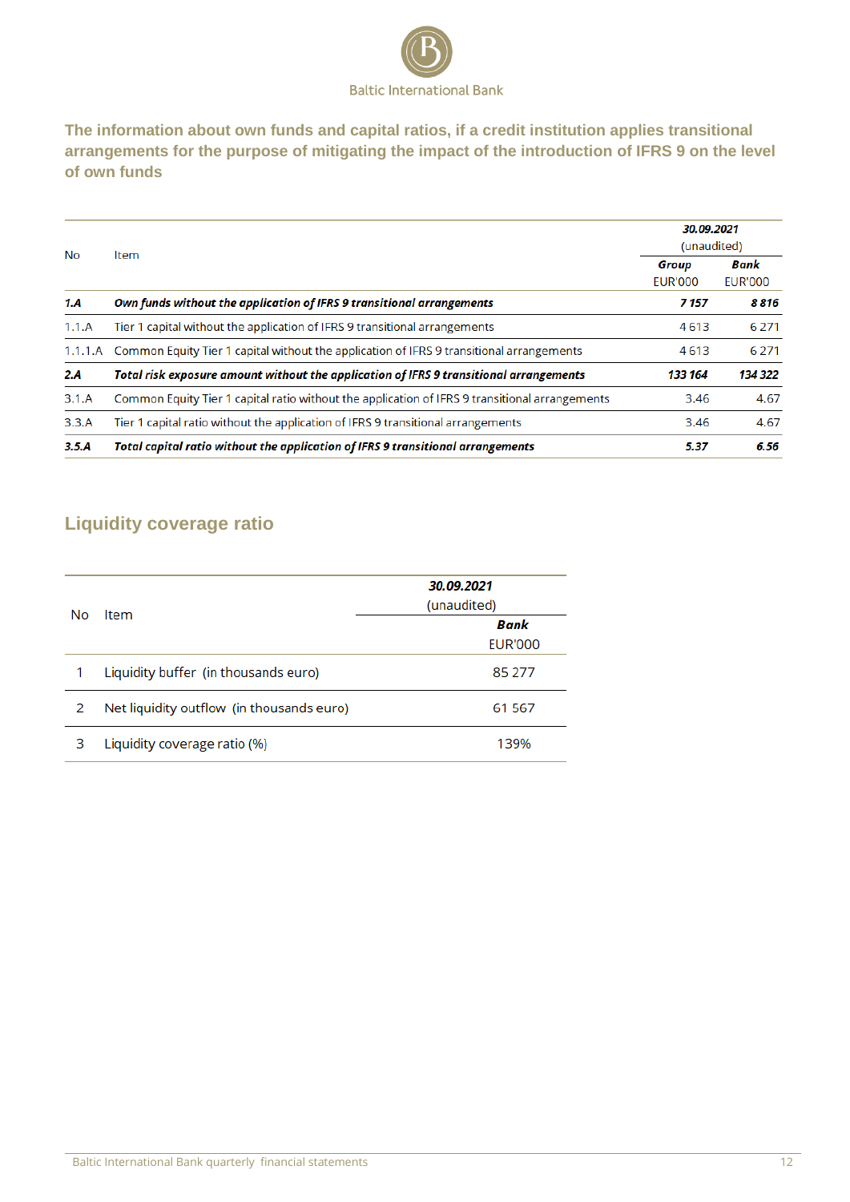## The information about own funds and capital ratios, if a credit institution applies transitional arrangements for the purpose of mitigating the impact of the introduction of IFRS 9 on the level of own funds

| No | Item | 30.09.2021 (unaudited) | |
|---|---|---|---|
| | | ***Group*** EUR'000 | ***Bank*** EUR'000 |
| ***1.A*** | ***Own funds without the application of IFRS 9 transitional arrangements*** | ***7 157*** | ***8 816*** |
| 1.1.A | Tier 1 capital without the application of IFRS 9 transitional arrangements | 4 613 | 6 271 |
| 1.1.1.A | Common Equity Tier 1 capital without the application of IFRS 9 transitional arrangements | 4 613 | 6 271 |
| ***2.A*** | ***Total risk exposure amount without the application of IFRS 9 transitional arrangements*** | ***133 164*** | ***134 322*** |
| 3.1.A | Common Equity Tier 1 capital ratio without the application of IFRS 9 transitional arrangements | 3.46 | 4.67 |
| 3.3.A | Tier 1 capital ratio without the application of IFRS 9 transitional arrangements | 3.46 | 4.67 |
| ***3.5.A*** | ***Total capital ratio without the application of IFRS 9 transitional arrangements*** | ***5.37*** | ***6.56*** |

## Liquidity coverage ratio

| No | Item | 30.09.2021 (unaudited) ***Bank*** EUR'000 |
|---|---|---|
| 1 | Liquidity buffer (in thousands euro) | 85 277 |
| 2 | Net liquidity outflow (in thousands euro) | 61 567 |
| 3 | Liquidity coverage ratio (%) | 139% |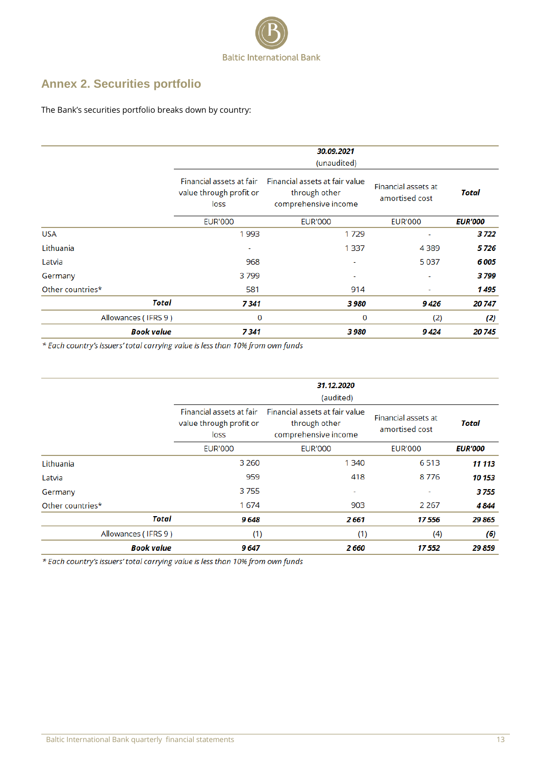## Annex 2. Securities portfolio

The Bank's securities portfolio breaks down by country:

| | **30.09.2021** (unaudited) | | | |
|---|---|---|---|---|
| | Financial assets at fair value through profit or loss | Financial assets at fair value through other comprehensive income | Financial assets at amortised cost | ***Total*** |
| | EUR'000 | EUR'000 | EUR'000 | ***EUR'000*** |
| USA | 1 993 | 1 729 | - | ***3 722*** |
| Lithuania | - | 1 337 | 4 389 | ***5 726*** |
| Latvia | 968 | - | 5 037 | ***6 005*** |
| Germany | 3 799 | - | - | ***3 799*** |
| Other countries* | 581 | 914 | - | ***1 495*** |
| ***Total*** | ***7 341*** | ***3 980*** | ***9 426*** | ***20 747*** |
| Allowances ( IFRS 9 ) | 0 | 0 | (2) | ***(2)*** |
| ***Book value*** | ***7 341*** | ***3 980*** | ***9 424*** | ***20 745*** |

*\* Each country's issuers' total carrying value is less than 10% from own funds*

| | **31.12.2020** (audited) | | | |
|---|---|---|---|---|
| | Financial assets at fair value through profit or loss | Financial assets at fair value through other comprehensive income | Financial assets at amortised cost | ***Total*** |
| | EUR'000 | EUR'000 | EUR'000 | ***EUR'000*** |
| Lithuania | 3 260 | 1 340 | 6 513 | ***11 113*** |
| Latvia | 959 | 418 | 8 776 | ***10 153*** |
| Germany | 3 755 | - | - | ***3 755*** |
| Other countries* | 1 674 | 903 | 2 267 | ***4 844*** |
| ***Total*** | ***9 648*** | ***2 661*** | ***17 556*** | ***29 865*** |
| Allowances ( IFRS 9 ) | (1) | (1) | (4) | ***(6)*** |
| ***Book value*** | ***9 647*** | ***2 660*** | ***17 552*** | ***29 859*** |

*\* Each country's issuers' total carrying value is less than 10% from own funds*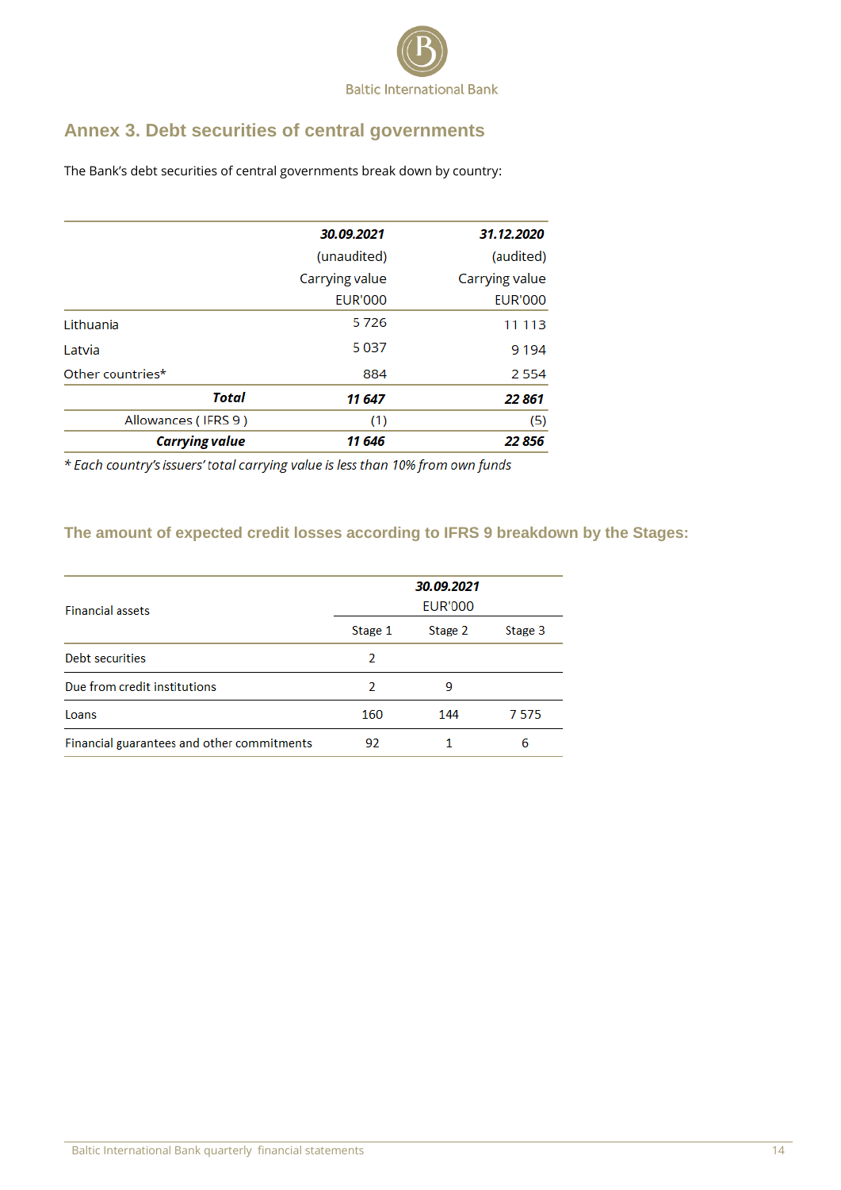## Annex 3. Debt securities of central governments

The Bank's debt securities of central governments break down by country:

| | ***30.09.2021*** (unaudited) Carrying value EUR'000 | ***31.12.2020*** (audited) Carrying value EUR'000 |
|---|---|---|
| Lithuania | 5 726 | 11 113 |
| Latvia | 5 037 | 9 194 |
| Other countries* | 884 | 2 554 |
| ***Total*** | ***11 647*** | ***22 861*** |
| Allowances ( IFRS 9 ) | (1) | (5) |
| ***Carrying value*** | ***11 646*** | ***22 856*** |

*\* Each country's issuers' total carrying value is less than 10% from own funds*

### The amount of expected credit losses according to IFRS 9 breakdown by the Stages:

| Financial assets | ***30.09.2021*** EUR'000 | | |
|---|---|---|---|
| | Stage 1 | Stage 2 | Stage 3 |
| Debt securities | 2 | | |
| Due from credit institutions | 2 | 9 | |
| Loans | 160 | 144 | 7 575 |
| Financial guarantees and other commitments | 92 | 1 | 6 |